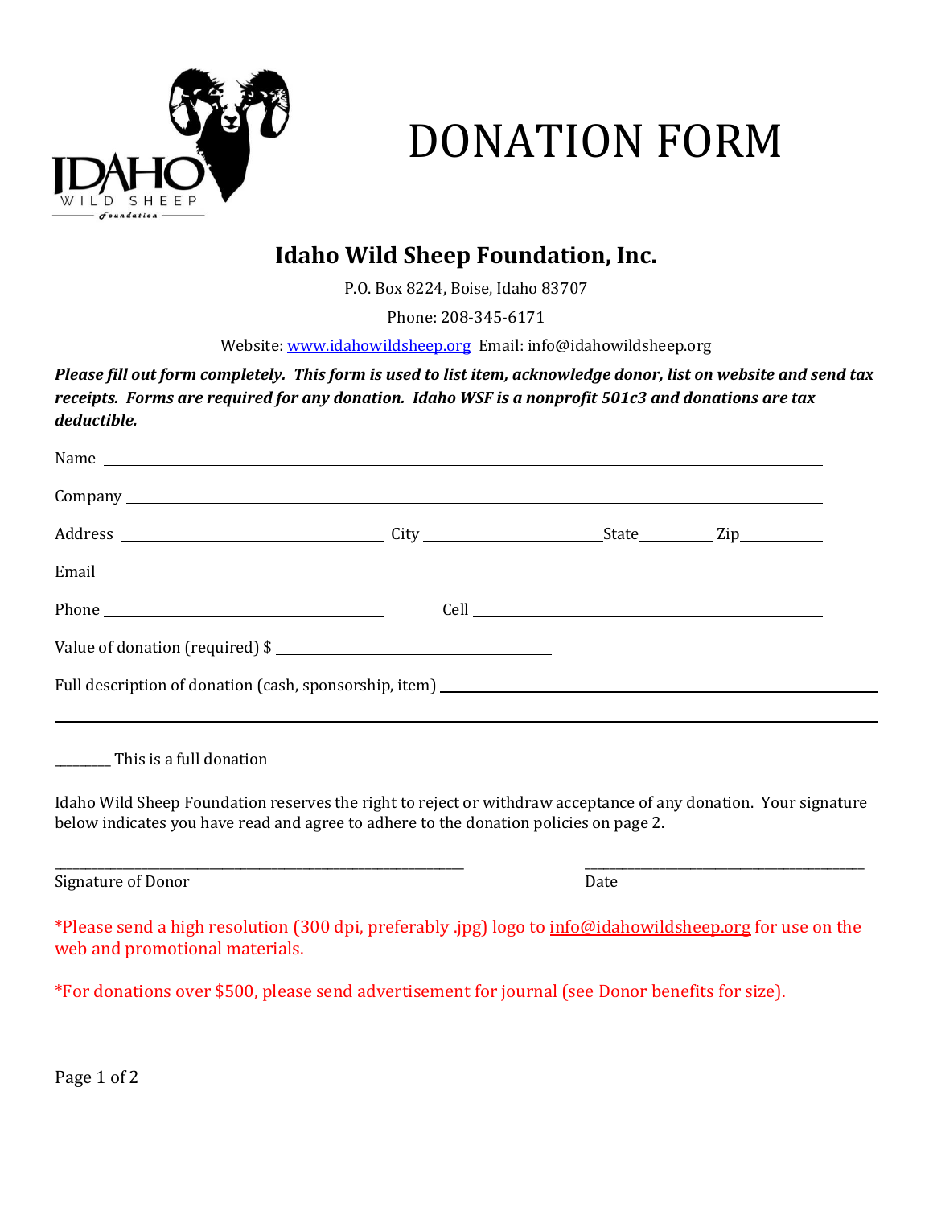# DONATION FORM

## Idaho Wild Sheep Foundation, Inc.

P.O. Box 8224, Boise, Idaho 83707

Phone: 208-345-6171

Website: www.idahowildsheep.org Email: info@idahowildsheep.org

***Please fill out form completely. This form is used to list item, acknowledge donor, list on website and send tax receipts. Forms are required for any donation. Idaho WSF is a nonprofit 501c3 and donations are tax deductible.***

Name ______________________________________________________________

Company ___________________________________________________________

Address ______________________ City ________________ State________ Zip__________

Email ______________________________________________________________

Phone ______________________ Cell __________________________________

Value of donation (required) $ ______________________

Full description of donation (cash, sponsorship, item) ______________________________

______________________________________________________________________

________ This is a full donation

Idaho Wild Sheep Foundation reserves the right to reject or withdraw acceptance of any donation. Your signature below indicates you have read and agree to adhere to the donation policies on page 2.

______________________________________ ______________________________

Signature of Donor Date

*Please send a high resolution (300 dpi, preferably .jpg) logo to info@idahowildsheep.org for use on the web and promotional materials.

*For donations over $500, please send advertisement for journal (see Donor benefits for size).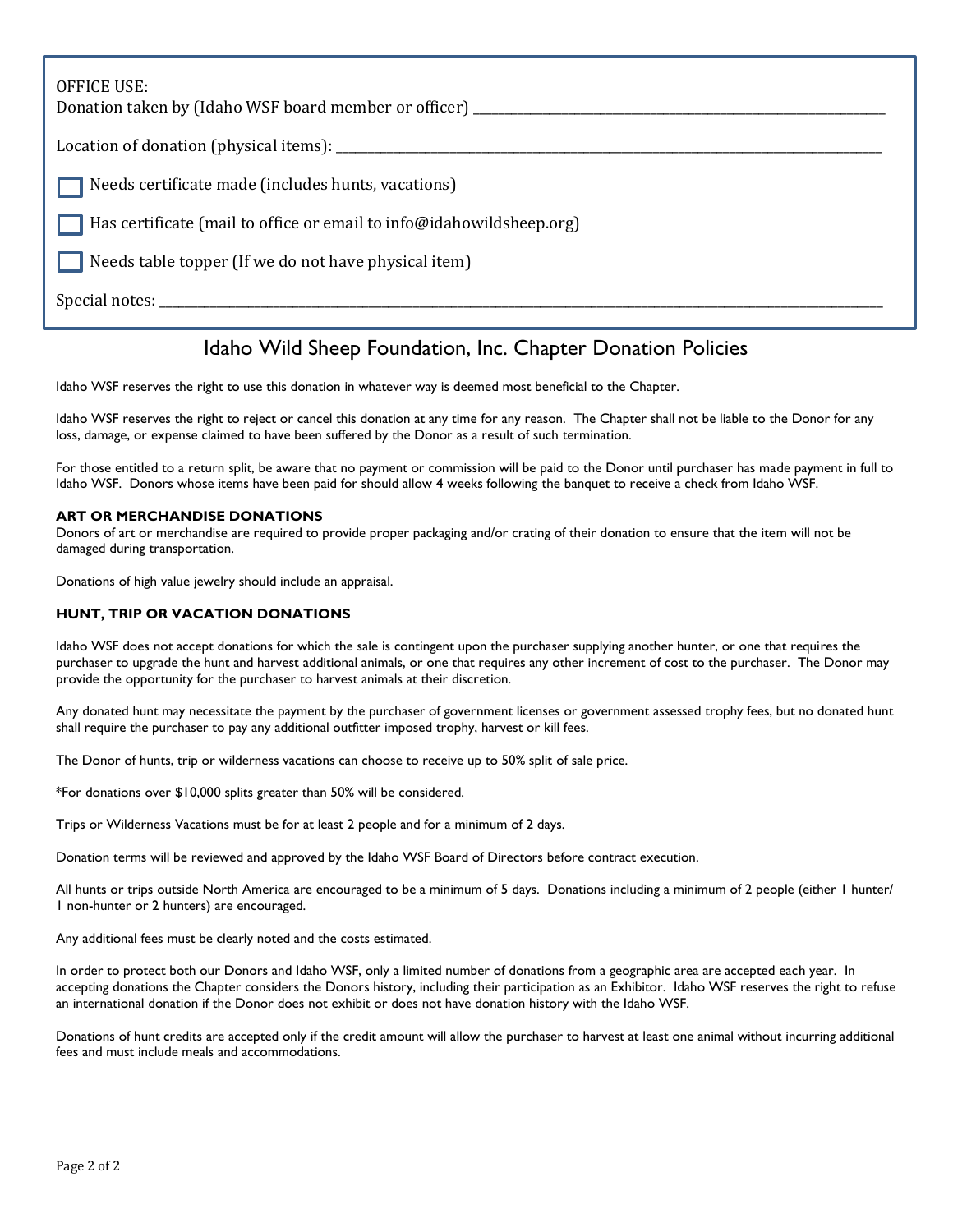OFFICE USE:
Donation taken by (Idaho WSF board member or officer) ______________________________

Location of donation (physical items): ______________________________

- [ ] Needs certificate made (includes hunts, vacations)
- [ ] Has certificate (mail to office or email to info@idahowildsheep.org)
- [ ] Needs table topper (If we do not have physical item)

Special notes: ______________________________

## Idaho Wild Sheep Foundation, Inc. Chapter Donation Policies

Idaho WSF reserves the right to use this donation in whatever way is deemed most beneficial to the Chapter.

Idaho WSF reserves the right to reject or cancel this donation at any time for any reason. The Chapter shall not be liable to the Donor for any loss, damage, or expense claimed to have been suffered by the Donor as a result of such termination.

For those entitled to a return split, be aware that no payment or commission will be paid to the Donor until purchaser has made payment in full to Idaho WSF. Donors whose items have been paid for should allow 4 weeks following the banquet to receive a check from Idaho WSF.

### ART OR MERCHANDISE DONATIONS

Donors of art or merchandise are required to provide proper packaging and/or crating of their donation to ensure that the item will not be damaged during transportation.

Donations of high value jewelry should include an appraisal.

### HUNT, TRIP OR VACATION DONATIONS

Idaho WSF does not accept donations for which the sale is contingent upon the purchaser supplying another hunter, or one that requires the purchaser to upgrade the hunt and harvest additional animals, or one that requires any other increment of cost to the purchaser. The Donor may provide the opportunity for the purchaser to harvest animals at their discretion.

Any donated hunt may necessitate the payment by the purchaser of government licenses or government assessed trophy fees, but no donated hunt shall require the purchaser to pay any additional outfitter imposed trophy, harvest or kill fees.

The Donor of hunts, trip or wilderness vacations can choose to receive up to 50% split of sale price.

*For donations over $10,000 splits greater than 50% will be considered.

Trips or Wilderness Vacations must be for at least 2 people and for a minimum of 2 days.

Donation terms will be reviewed and approved by the Idaho WSF Board of Directors before contract execution.

All hunts or trips outside North America are encouraged to be a minimum of 5 days. Donations including a minimum of 2 people (either 1 hunter/ 1 non-hunter or 2 hunters) are encouraged.

Any additional fees must be clearly noted and the costs estimated.

In order to protect both our Donors and Idaho WSF, only a limited number of donations from a geographic area are accepted each year. In accepting donations the Chapter considers the Donors history, including their participation as an Exhibitor. Idaho WSF reserves the right to refuse an international donation if the Donor does not exhibit or does not have donation history with the Idaho WSF.

Donations of hunt credits are accepted only if the credit amount will allow the purchaser to harvest at least one animal without incurring additional fees and must include meals and accommodations.